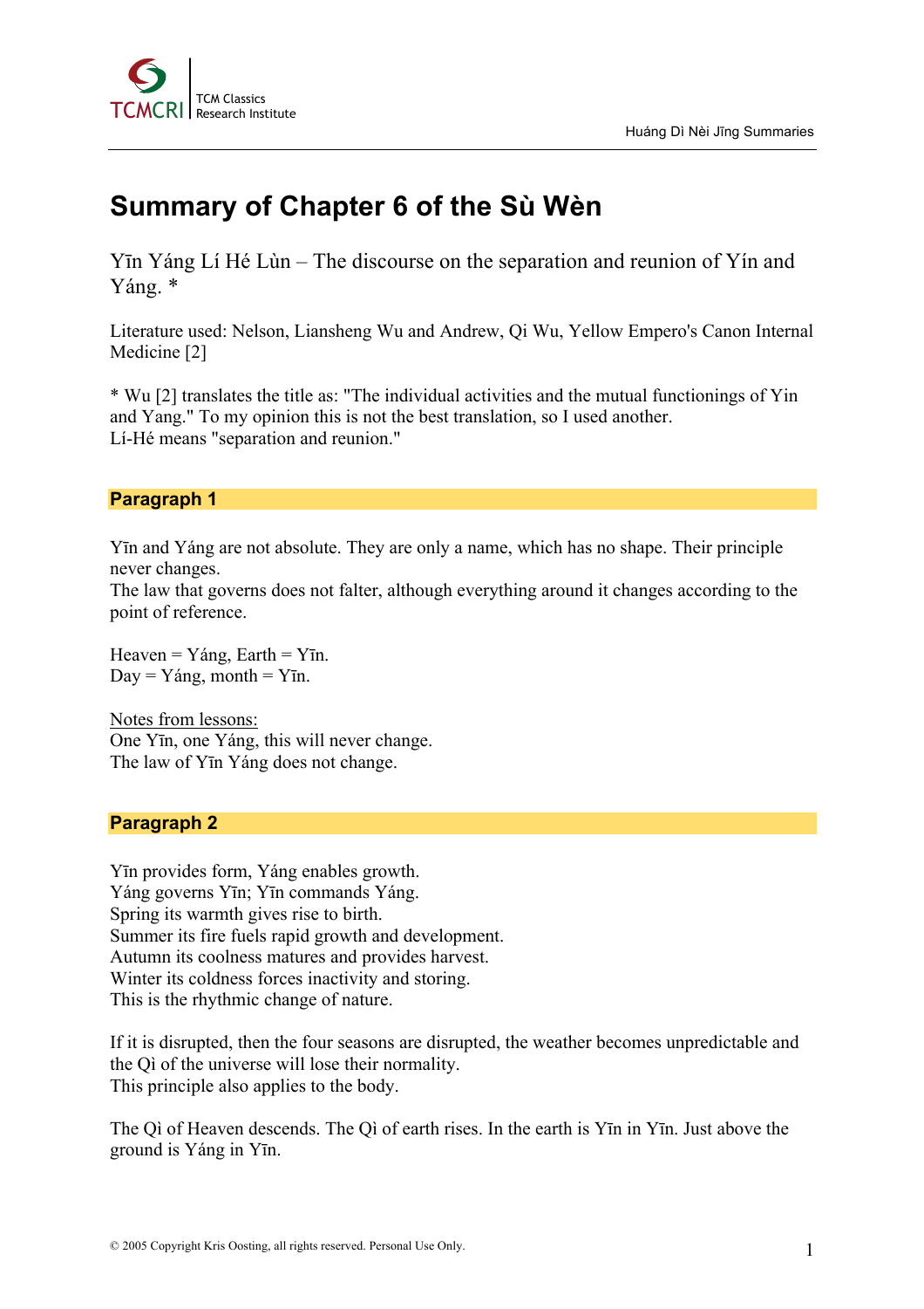# Summary of Chapter 6 of the Sù Wèn

Yīn Yáng Lí Hé Lùn – The discourse on the separation and reunion of Yín and Yáng. *

Literature used: Nelson, Liansheng Wu and Andrew, Qi Wu, Yellow Empero's Canon Internal Medicine [2]

* Wu [2] translates the title as: "The individual activities and the mutual functionings of Yin and Yang." To my opinion this is not the best translation, so I used another.
Lí-Hé means "separation and reunion."

## Paragraph 1

Yīn and Yáng are not absolute. They are only a name, which has no shape. Their principle never changes.
The law that governs does not falter, although everything around it changes according to the point of reference.

Heaven = Yáng, Earth = Yīn.
Day = Yáng, month = Yīn.

<u>Notes from lessons:</u>
One Yīn, one Yáng, this will never change.
The law of Yīn Yáng does not change.

## Paragraph 2

Yīn provides form, Yáng enables growth.
Yáng governs Yīn; Yīn commands Yáng.
Spring its warmth gives rise to birth.
Summer its fire fuels rapid growth and development.
Autumn its coolness matures and provides harvest.
Winter its coldness forces inactivity and storing.
This is the rhythmic change of nature.

If it is disrupted, then the four seasons are disrupted, the weather becomes unpredictable and the Qì of the universe will lose their normality.
This principle also applies to the body.

The Qì of Heaven descends. The Qì of earth rises. In the earth is Yīn in Yīn. Just above the ground is Yáng in Yīn.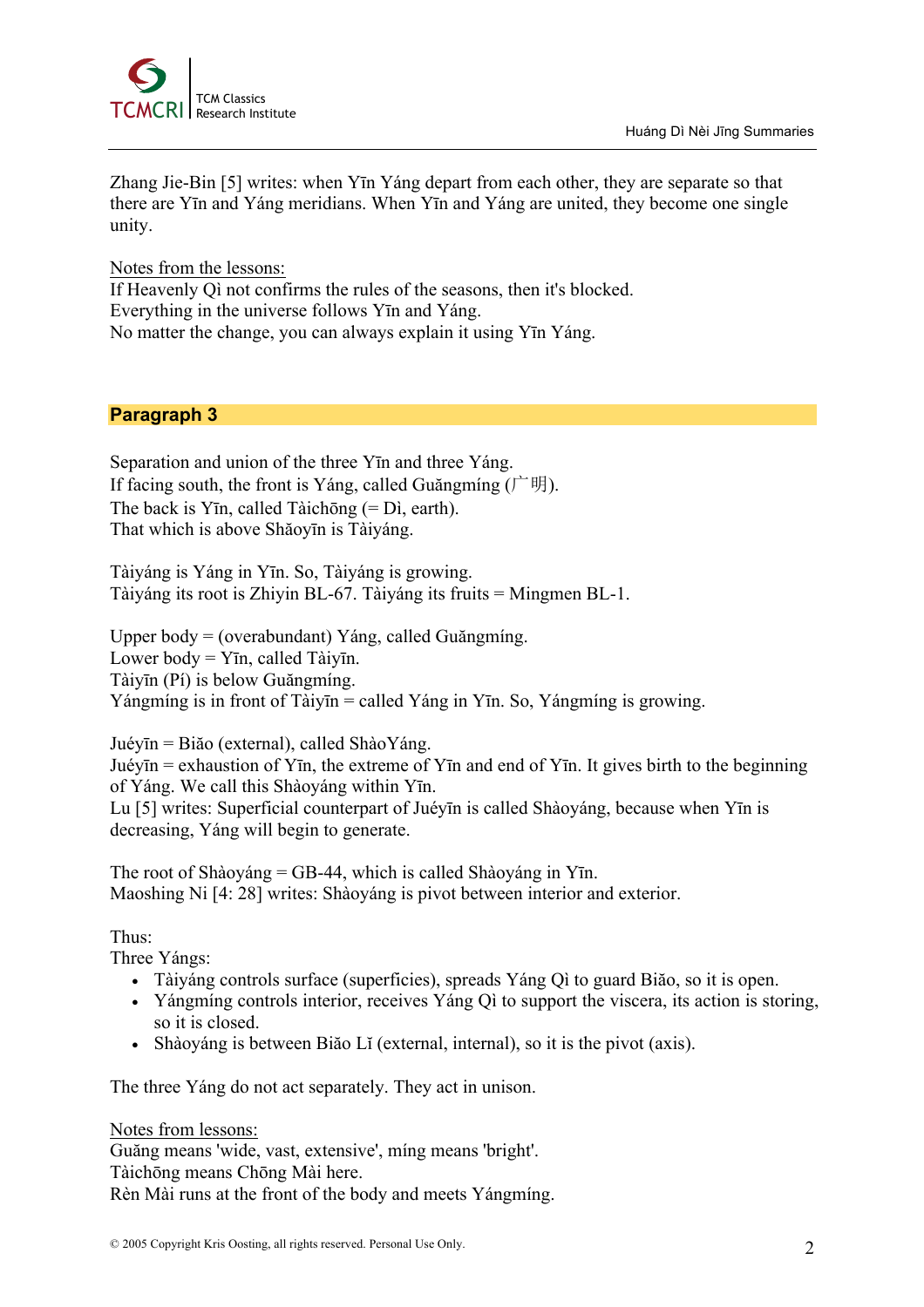Zhang Jie-Bin [5] writes: when Yīn Yáng depart from each other, they are separate so that there are Yīn and Yáng meridians. When Yīn and Yáng are united, they become one single unity.

Notes from the lessons:
If Heavenly Qì not confirms the rules of the seasons, then it's blocked.
Everything in the universe follows Yīn and Yáng.
No matter the change, you can always explain it using Yīn Yáng.

## Paragraph 3

Separation and union of the three Yīn and three Yáng.
If facing south, the front is Yáng, called Guǎngmíng (广明).
The back is Yīn, called Tàichōng (= Dì, earth).
That which is above Shǎoyīn is Tàiyáng.

Tàiyáng is Yáng in Yīn. So, Tàiyáng is growing.
Tàiyáng its root is Zhiyin BL-67. Tàiyáng its fruits = Mingmen BL-1.

Upper body = (overabundant) Yáng, called Guǎngmíng.
Lower body = Yīn, called Tàiyīn.
Tàiyīn (Pí) is below Guǎngmíng.
Yángmíng is in front of Tàiyīn = called Yáng in Yīn. So, Yángmíng is growing.

Juéyīn = Biǎo (external), called ShàoYáng.
Juéyīn = exhaustion of Yīn, the extreme of Yīn and end of Yīn. It gives birth to the beginning of Yáng. We call this Shàoyáng within Yīn.
Lu [5] writes: Superficial counterpart of Juéyīn is called Shàoyáng, because when Yīn is decreasing, Yáng will begin to generate.

The root of Shàoyáng = GB-44, which is called Shàoyáng in Yīn.
Maoshing Ni [4: 28] writes: Shàoyáng is pivot between interior and exterior.

Thus:
Three Yángs:

- Tàiyáng controls surface (superficies), spreads Yáng Qì to guard Biǎo, so it is open.
- Yángmíng controls interior, receives Yáng Qì to support the viscera, its action is storing, so it is closed.
- Shàoyáng is between Biǎo Lǐ (external, internal), so it is the pivot (axis).

The three Yáng do not act separately. They act in unison.

Notes from lessons:
Guǎng means 'wide, vast, extensive', míng means 'bright'.
Tàichōng means Chōng Mài here.
Rèn Mài runs at the front of the body and meets Yángmíng.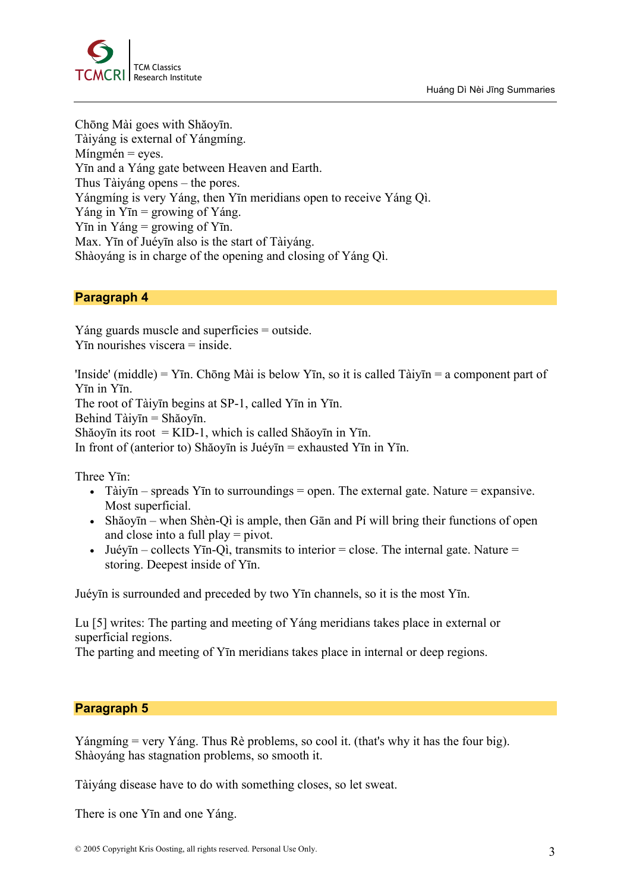Chōng Mài goes with Shǎoyīn.
Tàiyáng is external of Yángmíng.
Míngmén = eyes.
Yīn and a Yáng gate between Heaven and Earth.
Thus Tàiyáng opens – the pores.
Yángming is very Yáng, then Yīn meridians open to receive Yáng Qì.
Yáng in Yīn = growing of Yáng.
Yīn in Yáng = growing of Yīn.
Max. Yīn of Juéyīn also is the start of Tàiyáng.
Shàoyáng is in charge of the opening and closing of Yáng Qì.

## Paragraph 4

Yáng guards muscle and superficies = outside.
Yīn nourishes viscera = inside.

'Inside' (middle) = Yīn. Chōng Mài is below Yīn, so it is called Tàiyīn = a component part of Yīn in Yīn.
The root of Tàiyīn begins at SP-1, called Yīn in Yīn.
Behind Tàiyīn = Shǎoyīn.
Shǎoyīn its root = KID-1, which is called Shǎoyīn in Yīn.
In front of (anterior to) Shǎoyīn is Juéyīn = exhausted Yīn in Yīn.

Three Yīn:

- Tàiyīn – spreads Yīn to surroundings = open. The external gate. Nature = expansive. Most superficial.
- Shǎoyīn – when Shèn-Qì is ample, then Gān and Pí will bring their functions of open and close into a full play = pivot.
- Juéyīn – collects Yīn-Qì, transmits to interior = close. The internal gate. Nature = storing. Deepest inside of Yīn.

Juéyīn is surrounded and preceded by two Yīn channels, so it is the most Yīn.

Lu [5] writes: The parting and meeting of Yáng meridians takes place in external or superficial regions.
The parting and meeting of Yīn meridians takes place in internal or deep regions.

## Paragraph 5

Yángmíng = very Yáng. Thus Rè problems, so cool it. (that's why it has the four big).
Shàoyáng has stagnation problems, so smooth it.

Tàiyáng disease have to do with something closes, so let sweat.

There is one Yīn and one Yáng.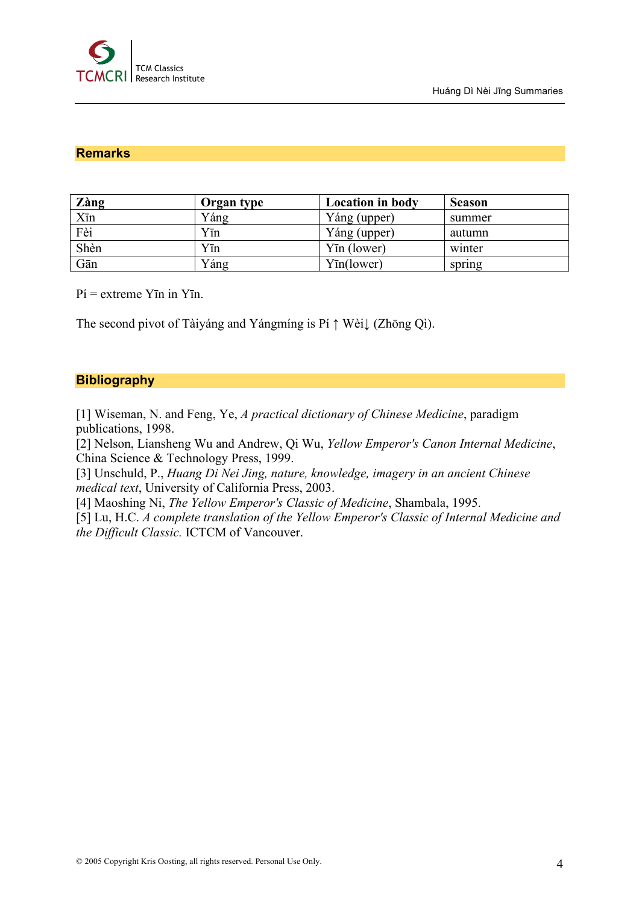## Remarks

| Zàng | Organ type | Location in body | Season |
|---|---|---|---|
| Xīn | Yáng | Yáng (upper) | summer |
| Fèi | Yīn | Yáng (upper) | autumn |
| Shèn | Yīn | Yīn (lower) | winter |
| Gān | Yáng | Yīn(lower) | spring |

Pí = extreme Yīn in Yīn.

The second pivot of Tàiyáng and Yángmíng is Pí ↑ Wèi↓ (Zhōng Qì).

## Bibliography

[1] Wiseman, N. and Feng, Ye, *A practical dictionary of Chinese Medicine*, paradigm publications, 1998.
[2] Nelson, Liansheng Wu and Andrew, Qi Wu, *Yellow Emperor's Canon Internal Medicine*, China Science & Technology Press, 1999.
[3] Unschuld, P., *Huang Di Nei Jing, nature, knowledge, imagery in an ancient Chinese medical text*, University of California Press, 2003.
[4] Maoshing Ni, *The Yellow Emperor's Classic of Medicine*, Shambala, 1995.
[5] Lu, H.C. *A complete translation of the Yellow Emperor's Classic of Internal Medicine and the Difficult Classic.* ICTCM of Vancouver.

© 2005 Copyright Kris Oosting, all rights reserved. Personal Use Only.